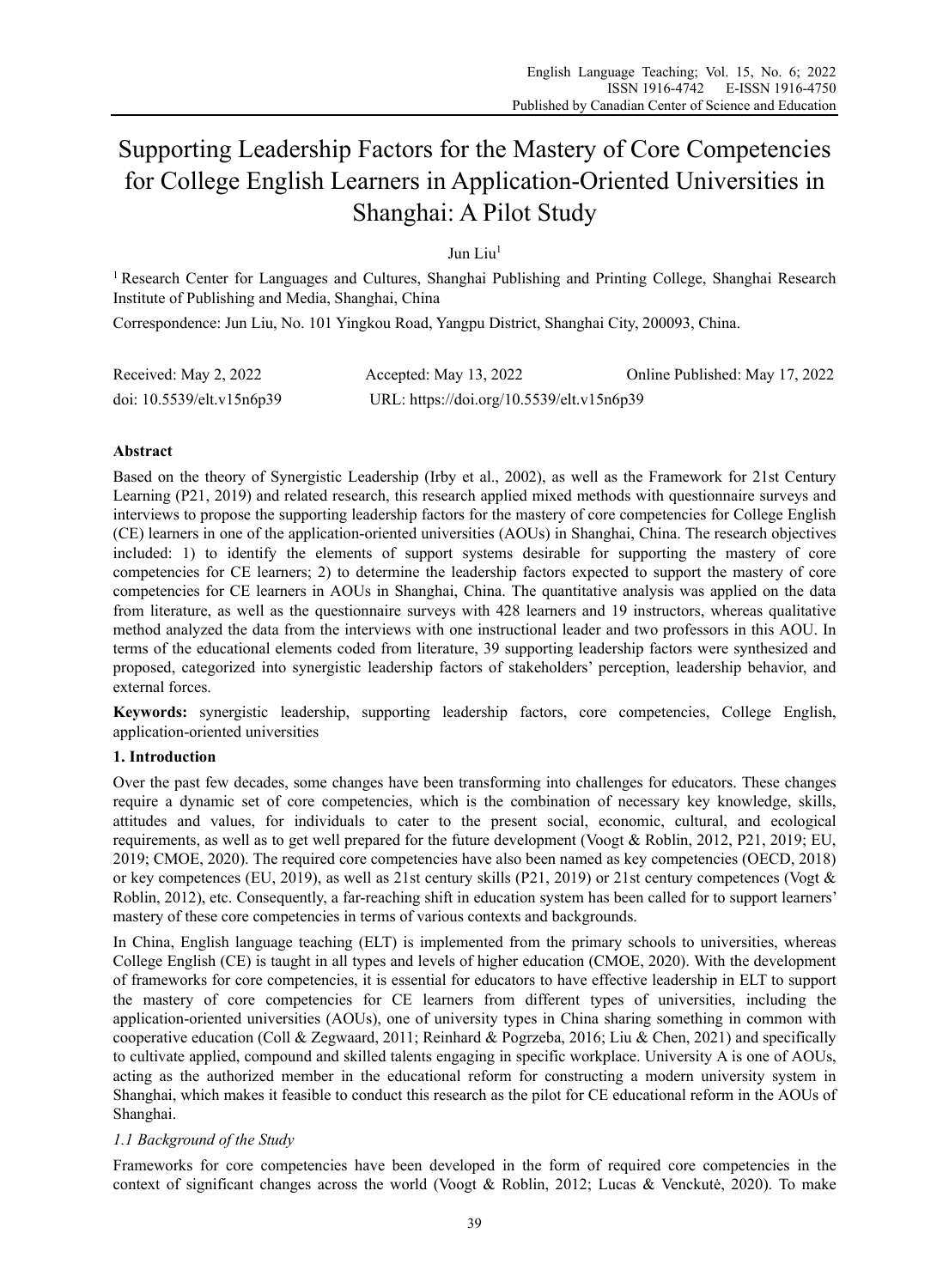# Supporting Leadership Factors for the Mastery of Core Competencies for College English Learners in Application-Oriented Universities in Shanghai: A Pilot Study

Jun Liu[1]

[1] Research Center for Languages and Cultures, Shanghai Publishing and Printing College, Shanghai Research Institute of Publishing and Media, Shanghai, China

Correspondence: Jun Liu, No. 101 Yingkou Road, Yangpu District, Shanghai City, 200093, China.

Received: May 2, 2022  Accepted: May 13, 2022  Online Published: May 17, 2022

doi: 10.5539/elt.v15n6p39  URL: https://doi.org/10.5539/elt.v15n6p39

## Abstract

Based on the theory of Synergistic Leadership (Irby et al., 2002), as well as the Framework for 21st Century Learning (P21, 2019) and related research, this research applied mixed methods with questionnaire surveys and interviews to propose the supporting leadership factors for the mastery of core competencies for College English (CE) learners in one of the application-oriented universities (AOUs) in Shanghai, China. The research objectives included: 1) to identify the elements of support systems desirable for supporting the mastery of core competencies for CE learners; 2) to determine the leadership factors expected to support the mastery of core competencies for CE learners in AOUs in Shanghai, China. The quantitative analysis was applied on the data from literature, as well as the questionnaire surveys with 428 learners and 19 instructors, whereas qualitative method analyzed the data from the interviews with one instructional leader and two professors in this AOU. In terms of the educational elements coded from literature, 39 supporting leadership factors were synthesized and proposed, categorized into synergistic leadership factors of stakeholders' perception, leadership behavior, and external forces.

**Keywords:** synergistic leadership, supporting leadership factors, core competencies, College English, application-oriented universities

## 1. Introduction

Over the past few decades, some changes have been transforming into challenges for educators. These changes require a dynamic set of core competencies, which is the combination of necessary key knowledge, skills, attitudes and values, for individuals to cater to the present social, economic, cultural, and ecological requirements, as well as to get well prepared for the future development (Voogt & Roblin, 2012, P21, 2019; EU, 2019; CMOE, 2020). The required core competencies have also been named as key competencies (OECD, 2018) or key competences (EU, 2019), as well as 21st century skills (P21, 2019) or 21st century competences (Vogt & Roblin, 2012), etc. Consequently, a far-reaching shift in education system has been called for to support learners' mastery of these core competencies in terms of various contexts and backgrounds.

In China, English language teaching (ELT) is implemented from the primary schools to universities, whereas College English (CE) is taught in all types and levels of higher education (CMOE, 2020). With the development of frameworks for core competencies, it is essential for educators to have effective leadership in ELT to support the mastery of core competencies for CE learners from different types of universities, including the application-oriented universities (AOUs), one of university types in China sharing something in common with cooperative education (Coll & Zegwaard, 2011; Reinhard & Pogrzeba, 2016; Liu & Chen, 2021) and specifically to cultivate applied, compound and skilled talents engaging in specific workplace. University A is one of AOUs, acting as the authorized member in the educational reform for constructing a modern university system in Shanghai, which makes it feasible to conduct this research as the pilot for CE educational reform in the AOUs of Shanghai.

### *1.1 Background of the Study*

Frameworks for core competencies have been developed in the form of required core competencies in the context of significant changes across the world (Voogt & Roblin, 2012; Lucas & Venckutė, 2020). To make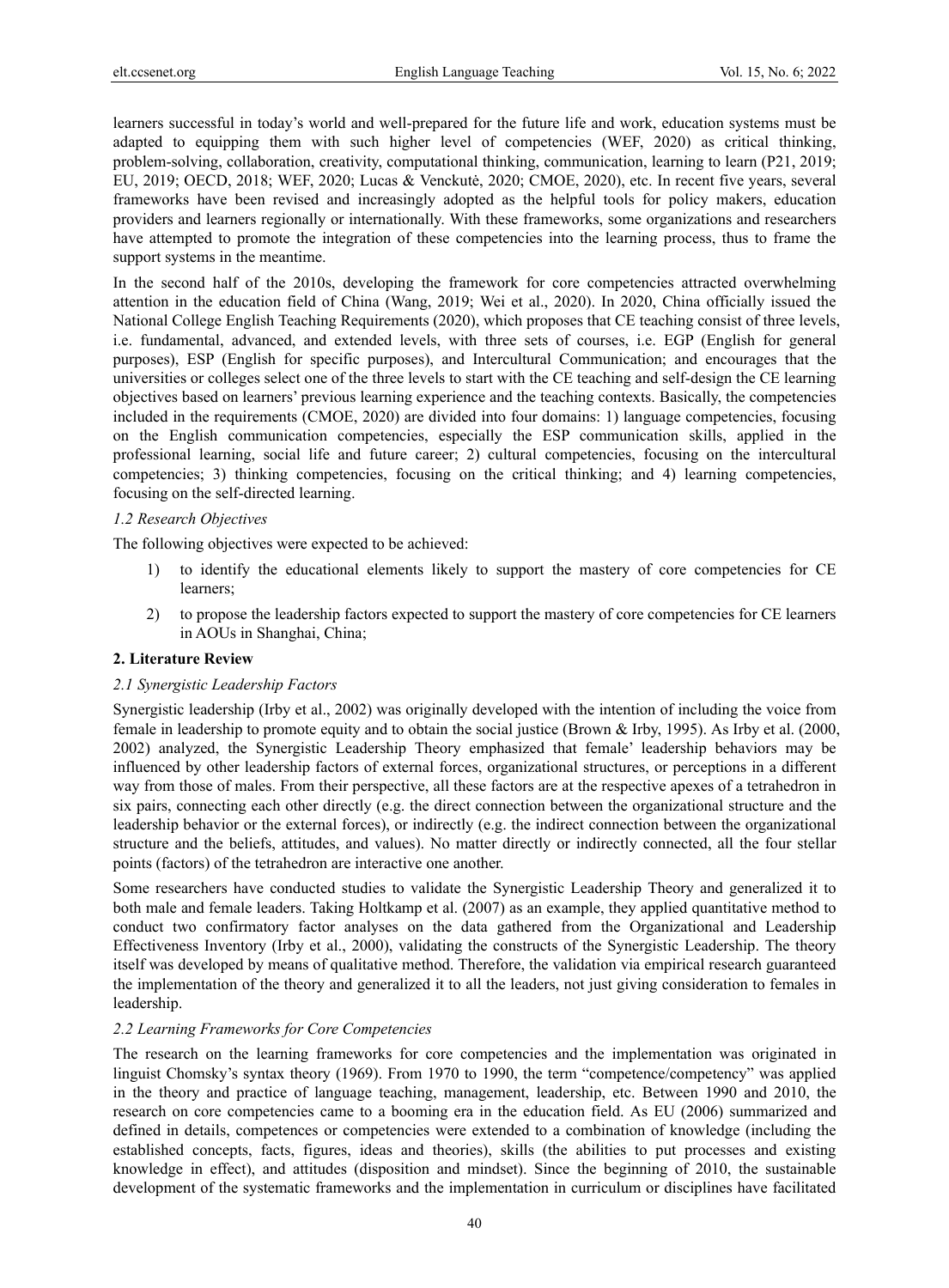learners successful in today's world and well-prepared for the future life and work, education systems must be adapted to equipping them with such higher level of competencies (WEF, 2020) as critical thinking, problem-solving, collaboration, creativity, computational thinking, communication, learning to learn (P21, 2019; EU, 2019; OECD, 2018; WEF, 2020; Lucas & Venckutė, 2020; CMOE, 2020), etc. In recent five years, several frameworks have been revised and increasingly adopted as the helpful tools for policy makers, education providers and learners regionally or internationally. With these frameworks, some organizations and researchers have attempted to promote the integration of these competencies into the learning process, thus to frame the support systems in the meantime.

In the second half of the 2010s, developing the framework for core competencies attracted overwhelming attention in the education field of China (Wang, 2019; Wei et al., 2020). In 2020, China officially issued the National College English Teaching Requirements (2020), which proposes that CE teaching consist of three levels, i.e. fundamental, advanced, and extended levels, with three sets of courses, i.e. EGP (English for general purposes), ESP (English for specific purposes), and Intercultural Communication; and encourages that the universities or colleges select one of the three levels to start with the CE teaching and self-design the CE learning objectives based on learners' previous learning experience and the teaching contexts. Basically, the competencies included in the requirements (CMOE, 2020) are divided into four domains: 1) language competencies, focusing on the English communication competencies, especially the ESP communication skills, applied in the professional learning, social life and future career; 2) cultural competencies, focusing on the intercultural competencies; 3) thinking competencies, focusing on the critical thinking; and 4) learning competencies, focusing on the self-directed learning.

### *1.2 Research Objectives*

The following objectives were expected to be achieved:

1) to identify the educational elements likely to support the mastery of core competencies for CE learners;
2) to propose the leadership factors expected to support the mastery of core competencies for CE learners in AOUs in Shanghai, China;

## **2. Literature Review**

### *2.1 Synergistic Leadership Factors*

Synergistic leadership (Irby et al., 2002) was originally developed with the intention of including the voice from female in leadership to promote equity and to obtain the social justice (Brown & Irby, 1995). As Irby et al. (2000, 2002) analyzed, the Synergistic Leadership Theory emphasized that female' leadership behaviors may be influenced by other leadership factors of external forces, organizational structures, or perceptions in a different way from those of males. From their perspective, all these factors are at the respective apexes of a tetrahedron in six pairs, connecting each other directly (e.g. the direct connection between the organizational structure and the leadership behavior or the external forces), or indirectly (e.g. the indirect connection between the organizational structure and the beliefs, attitudes, and values). No matter directly or indirectly connected, all the four stellar points (factors) of the tetrahedron are interactive one another.

Some researchers have conducted studies to validate the Synergistic Leadership Theory and generalized it to both male and female leaders. Taking Holtkamp et al. (2007) as an example, they applied quantitative method to conduct two confirmatory factor analyses on the data gathered from the Organizational and Leadership Effectiveness Inventory (Irby et al., 2000), validating the constructs of the Synergistic Leadership. The theory itself was developed by means of qualitative method. Therefore, the validation via empirical research guaranteed the implementation of the theory and generalized it to all the leaders, not just giving consideration to females in leadership.

### *2.2 Learning Frameworks for Core Competencies*

The research on the learning frameworks for core competencies and the implementation was originated in linguist Chomsky's syntax theory (1969). From 1970 to 1990, the term "competence/competency" was applied in the theory and practice of language teaching, management, leadership, etc. Between 1990 and 2010, the research on core competencies came to a booming era in the education field. As EU (2006) summarized and defined in details, competences or competencies were extended to a combination of knowledge (including the established concepts, facts, figures, ideas and theories), skills (the abilities to put processes and existing knowledge in effect), and attitudes (disposition and mindset). Since the beginning of 2010, the sustainable development of the systematic frameworks and the implementation in curriculum or disciplines have facilitated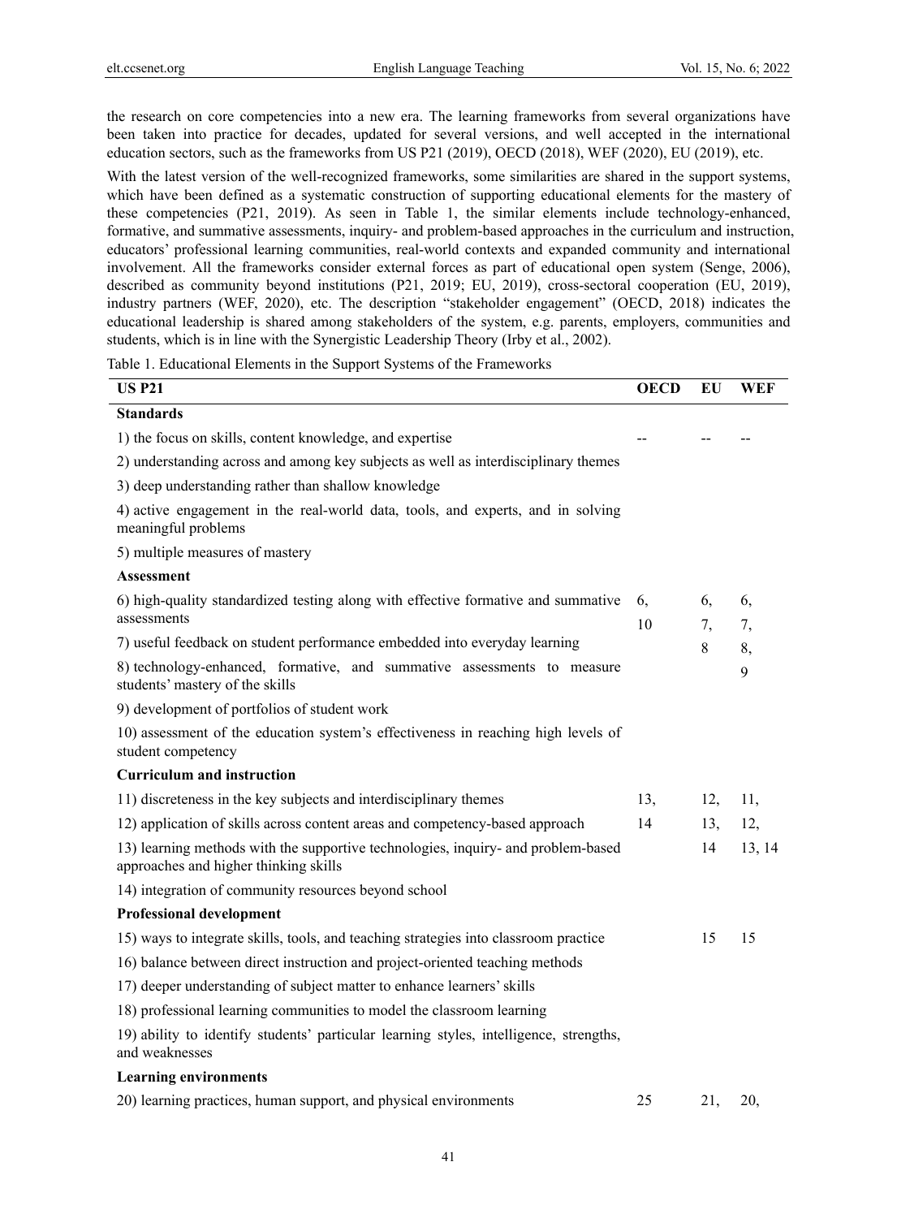the research on core competencies into a new era. The learning frameworks from several organizations have been taken into practice for decades, updated for several versions, and well accepted in the international education sectors, such as the frameworks from US P21 (2019), OECD (2018), WEF (2020), EU (2019), etc.

With the latest version of the well-recognized frameworks, some similarities are shared in the support systems, which have been defined as a systematic construction of supporting educational elements for the mastery of these competencies (P21, 2019). As seen in Table 1, the similar elements include technology-enhanced, formative, and summative assessments, inquiry- and problem-based approaches in the curriculum and instruction, educators' professional learning communities, real-world contexts and expanded community and international involvement. All the frameworks consider external forces as part of educational open system (Senge, 2006), described as community beyond institutions (P21, 2019; EU, 2019), cross-sectoral cooperation (EU, 2019), industry partners (WEF, 2020), etc. The description "stakeholder engagement" (OECD, 2018) indicates the educational leadership is shared among stakeholders of the system, e.g. parents, employers, communities and students, which is in line with the Synergistic Leadership Theory (Irby et al., 2002).

Table 1. Educational Elements in the Support Systems of the Frameworks

| US P21 | OECD | EU | WEF |
|---|---|---|---|
| **Standards** | | | |
| 1) the focus on skills, content knowledge, and expertise | -- | -- | -- |
| 2) understanding across and among key subjects as well as interdisciplinary themes | | | |
| 3) deep understanding rather than shallow knowledge | | | |
| 4) active engagement in the real-world data, tools, and experts, and in solving meaningful problems | | | |
| 5) multiple measures of mastery | | | |
| **Assessment** | | | |
| 6) high-quality standardized testing along with effective formative and summative assessments | 6, 10 | 6, 7, 8 | 6, 7, 8, 9 |
| 7) useful feedback on student performance embedded into everyday learning | | | |
| 8) technology-enhanced, formative, and summative assessments to measure students' mastery of the skills | | | |
| 9) development of portfolios of student work | | | |
| 10) assessment of the education system's effectiveness in reaching high levels of student competency | | | |
| **Curriculum and instruction** | | | |
| 11) discreteness in the key subjects and interdisciplinary themes | 13, 14 | 12, 13, 14 | 11, 12, 13, 14 |
| 12) application of skills across content areas and competency-based approach | | | |
| 13) learning methods with the supportive technologies, inquiry- and problem-based approaches and higher thinking skills | | | |
| 14) integration of community resources beyond school | | | |
| **Professional development** | | | |
| 15) ways to integrate skills, tools, and teaching strategies into classroom practice | | 15 | 15 |
| 16) balance between direct instruction and project-oriented teaching methods | | | |
| 17) deeper understanding of subject matter to enhance learners' skills | | | |
| 18) professional learning communities to model the classroom learning | | | |
| 19) ability to identify students' particular learning styles, intelligence, strengths, and weaknesses | | | |
| **Learning environments** | | | |
| 20) learning practices, human support, and physical environments | 25 | 21, | 20, |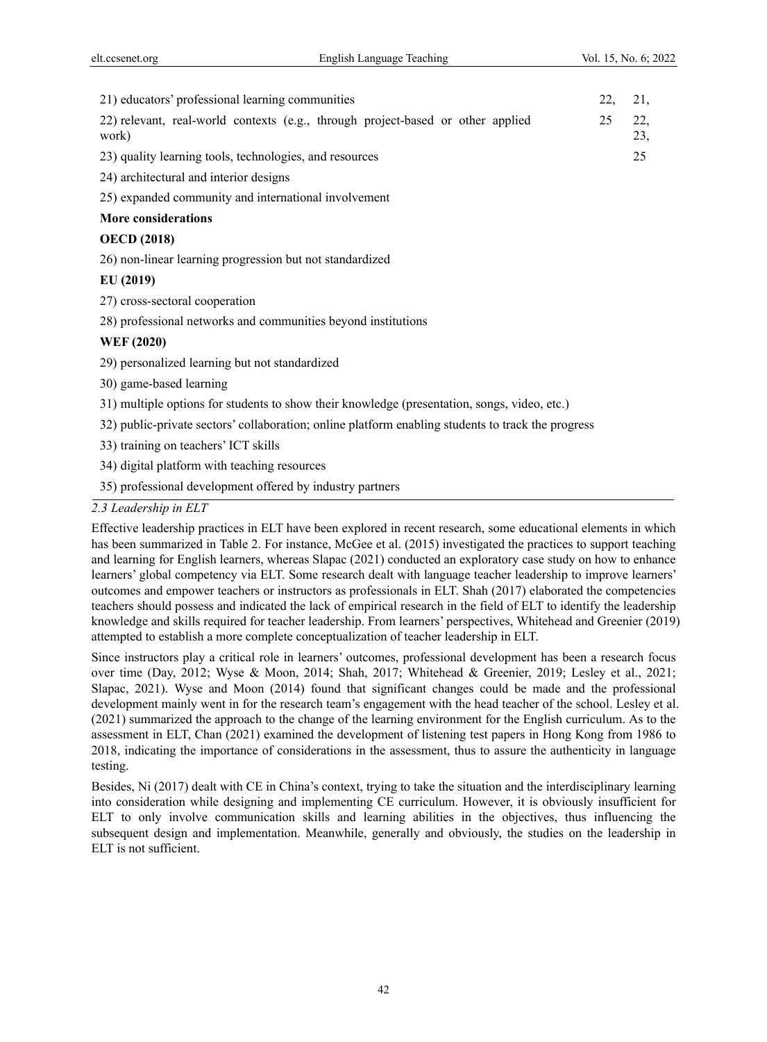| | | |
|---|---|---|
| 21) educators' professional learning communities | 22, | 21, |
| 22) relevant, real-world contexts (e.g., through project-based or other applied work) | 25 | 22, 23, |
| 23) quality learning tools, technologies, and resources | | 25 |
| 24) architectural and interior designs | | |
| 25) expanded community and international involvement | | |
| **More considerations** | | |
| **OECD (2018)** | | |
| 26) non-linear learning progression but not standardized | | |
| **EU (2019)** | | |
| 27) cross-sectoral cooperation | | |
| 28) professional networks and communities beyond institutions | | |
| **WEF (2020)** | | |
| 29) personalized learning but not standardized | | |
| 30) game-based learning | | |
| 31) multiple options for students to show their knowledge (presentation, songs, video, etc.) | | |
| 32) public-private sectors' collaboration; online platform enabling students to track the progress | | |
| 33) training on teachers' ICT skills | | |
| 34) digital platform with teaching resources | | |
| 35) professional development offered by industry partners | | |

### *2.3 Leadership in ELT*

Effective leadership practices in ELT have been explored in recent research, some educational elements in which has been summarized in Table 2. For instance, McGee et al. (2015) investigated the practices to support teaching and learning for English learners, whereas Slapac (2021) conducted an exploratory case study on how to enhance learners' global competency via ELT. Some research dealt with language teacher leadership to improve learners' outcomes and empower teachers or instructors as professionals in ELT. Shah (2017) elaborated the competencies teachers should possess and indicated the lack of empirical research in the field of ELT to identify the leadership knowledge and skills required for teacher leadership. From learners' perspectives, Whitehead and Greenier (2019) attempted to establish a more complete conceptualization of teacher leadership in ELT.

Since instructors play a critical role in learners' outcomes, professional development has been a research focus over time (Day, 2012; Wyse & Moon, 2014; Shah, 2017; Whitehead & Greenier, 2019; Lesley et al., 2021; Slapac, 2021). Wyse and Moon (2014) found that significant changes could be made and the professional development mainly went in for the research team's engagement with the head teacher of the school. Lesley et al. (2021) summarized the approach to the change of the learning environment for the English curriculum. As to the assessment in ELT, Chan (2021) examined the development of listening test papers in Hong Kong from 1986 to 2018, indicating the importance of considerations in the assessment, thus to assure the authenticity in language testing.

Besides, Ni (2017) dealt with CE in China's context, trying to take the situation and the interdisciplinary learning into consideration while designing and implementing CE curriculum. However, it is obviously insufficient for ELT to only involve communication skills and learning abilities in the objectives, thus influencing the subsequent design and implementation. Meanwhile, generally and obviously, the studies on the leadership in ELT is not sufficient.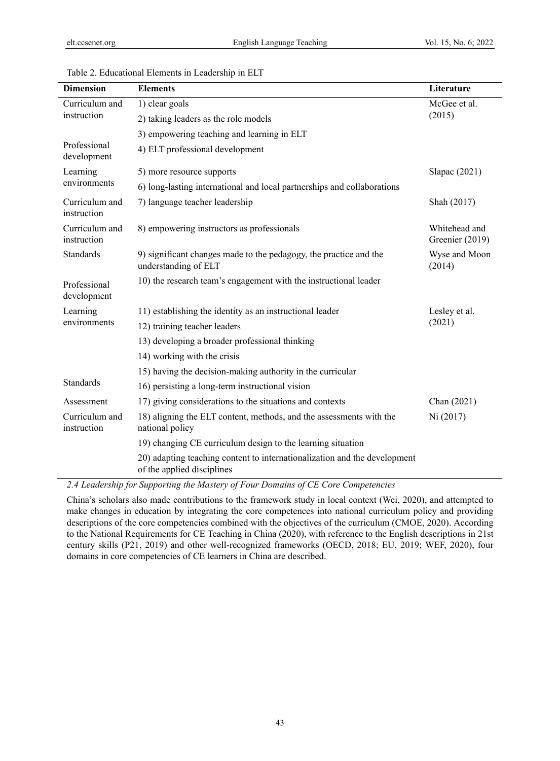Table 2. Educational Elements in Leadership in ELT

| Dimension | Elements | Literature |
|---|---|---|
| Curriculum and instruction | 1) clear goals | McGee et al. (2015) |
| | 2) taking leaders as the role models | |
| | 3) empowering teaching and learning in ELT | |
| Professional development | 4) ELT professional development | |
| Learning environments | 5) more resource supports | Slapac (2021) |
| | 6) long-lasting international and local partnerships and collaborations | |
| Curriculum and instruction | 7) language teacher leadership | Shah (2017) |
| Curriculum and instruction | 8) empowering instructors as professionals | Whitehead and Greenier (2019) |
| Standards | 9) significant changes made to the pedagogy, the practice and the understanding of ELT | Wyse and Moon (2014) |
| Professional development | 10) the research team's engagement with the instructional leader | |
| Learning environments | 11) establishing the identity as an instructional leader | Lesley et al. (2021) |
| | 12) training teacher leaders | |
| | 13) developing a broader professional thinking | |
| | 14) working with the crisis | |
| | 15) having the decision-making authority in the curricular | |
| Standards | 16) persisting a long-term instructional vision | |
| Assessment | 17) giving considerations to the situations and contexts | Chan (2021) |
| Curriculum and instruction | 18) aligning the ELT content, methods, and the assessments with the national policy | Ni (2017) |
| | 19) changing CE curriculum design to the learning situation | |
| | 20) adapting teaching content to internationalization and the development of the applied disciplines | |

### *2.4 Leadership for Supporting the Mastery of Four Domains of CE Core Competencies*

China's scholars also made contributions to the framework study in local context (Wei, 2020), and attempted to make changes in education by integrating the core competences into national curriculum policy and providing descriptions of the core competencies combined with the objectives of the curriculum (CMOE, 2020). According to the National Requirements for CE Teaching in China (2020), with reference to the English descriptions in 21st century skills (P21, 2019) and other well-recognized frameworks (OECD, 2018; EU, 2019; WEF, 2020), four domains in core competencies of CE learners in China are described.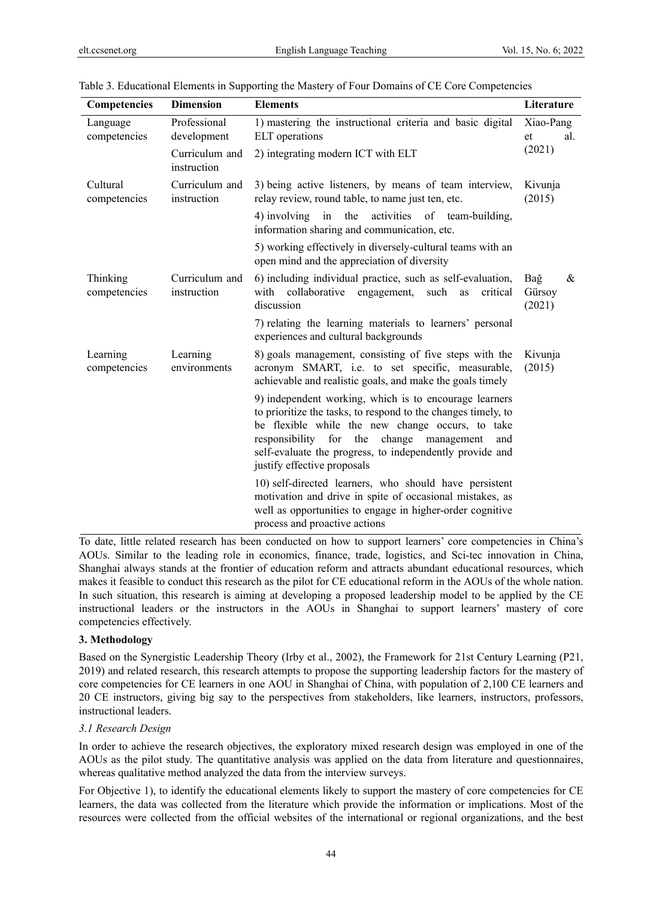Table 3. Educational Elements in Supporting the Mastery of Four Domains of CE Core Competencies

| Competencies | Dimension | Elements | Literature |
|---|---|---|---|
| Language competencies | Professional development | 1) mastering the instructional criteria and basic digital ELT operations | Xiao-Pang et al. (2021) |
| | Curriculum and instruction | 2) integrating modern ICT with ELT | |
| Cultural competencies | Curriculum and instruction | 3) being active listeners, by means of team interview, relay review, round table, to name just ten, etc. | Kivunja (2015) |
| | | 4) involving in the activities of team-building, information sharing and communication, etc. | |
| | | 5) working effectively in diversely-cultural teams with an open mind and the appreciation of diversity | |
| Thinking competencies | Curriculum and instruction | 6) including individual practice, such as self-evaluation, with collaborative engagement, such as critical discussion | Bağ & Gürsoy (2021) |
| | | 7) relating the learning materials to learners' personal experiences and cultural backgrounds | |
| Learning competencies | Learning environments | 8) goals management, consisting of five steps with the acronym SMART, i.e. to set specific, measurable, achievable and realistic goals, and make the goals timely | Kivunja (2015) |
| | | 9) independent working, which is to encourage learners to prioritize the tasks, to respond to the changes timely, to be flexible while the new change occurs, to take responsibility for the change management and self-evaluate the progress, to independently provide and justify effective proposals | |
| | | 10) self-directed learners, who should have persistent motivation and drive in spite of occasional mistakes, as well as opportunities to engage in higher-order cognitive process and proactive actions | |

To date, little related research has been conducted on how to support learners' core competencies in China's AOUs. Similar to the leading role in economics, finance, trade, logistics, and Sci-tec innovation in China, Shanghai always stands at the frontier of education reform and attracts abundant educational resources, which makes it feasible to conduct this research as the pilot for CE educational reform in the AOUs of the whole nation. In such situation, this research is aiming at developing a proposed leadership model to be applied by the CE instructional leaders or the instructors in the AOUs in Shanghai to support learners' mastery of core competencies effectively.

## 3. Methodology

Based on the Synergistic Leadership Theory (Irby et al., 2002), the Framework for 21st Century Learning (P21, 2019) and related research, this research attempts to propose the supporting leadership factors for the mastery of core competencies for CE learners in one AOU in Shanghai of China, with population of 2,100 CE learners and 20 CE instructors, giving big say to the perspectives from stakeholders, like learners, instructors, professors, instructional leaders.

### *3.1 Research Design*

In order to achieve the research objectives, the exploratory mixed research design was employed in one of the AOUs as the pilot study. The quantitative analysis was applied on the data from literature and questionnaires, whereas qualitative method analyzed the data from the interview surveys.

For Objective 1), to identify the educational elements likely to support the mastery of core competencies for CE learners, the data was collected from the literature which provide the information or implications. Most of the resources were collected from the official websites of the international or regional organizations, and the best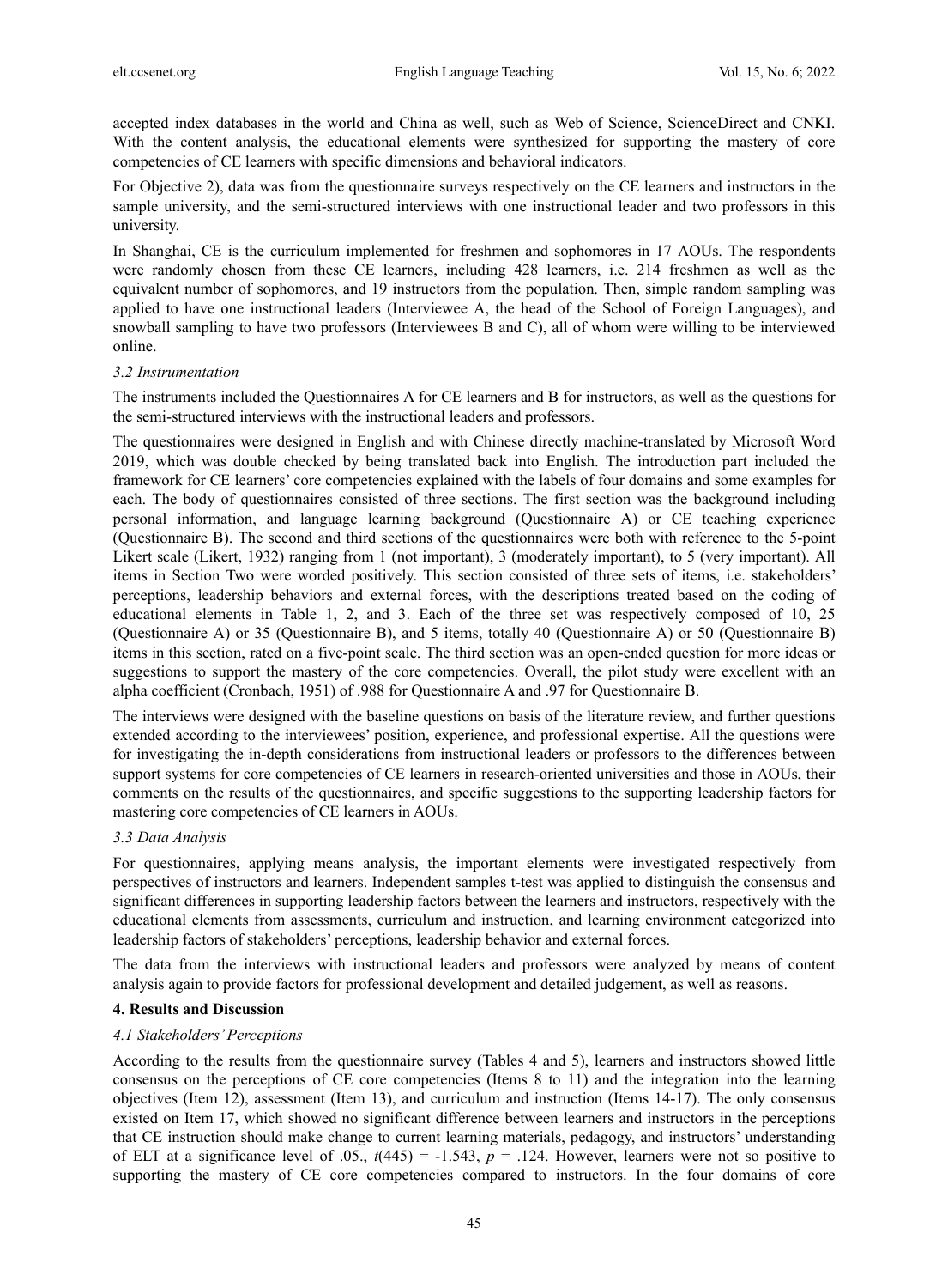accepted index databases in the world and China as well, such as Web of Science, ScienceDirect and CNKI. With the content analysis, the educational elements were synthesized for supporting the mastery of core competencies of CE learners with specific dimensions and behavioral indicators.

For Objective 2), data was from the questionnaire surveys respectively on the CE learners and instructors in the sample university, and the semi-structured interviews with one instructional leader and two professors in this university.

In Shanghai, CE is the curriculum implemented for freshmen and sophomores in 17 AOUs. The respondents were randomly chosen from these CE learners, including 428 learners, i.e. 214 freshmen as well as the equivalent number of sophomores, and 19 instructors from the population. Then, simple random sampling was applied to have one instructional leaders (Interviewee A, the head of the School of Foreign Languages), and snowball sampling to have two professors (Interviewees B and C), all of whom were willing to be interviewed online.

### *3.2 Instrumentation*

The instruments included the Questionnaires A for CE learners and B for instructors, as well as the questions for the semi-structured interviews with the instructional leaders and professors.

The questionnaires were designed in English and with Chinese directly machine-translated by Microsoft Word 2019, which was double checked by being translated back into English. The introduction part included the framework for CE learners' core competencies explained with the labels of four domains and some examples for each. The body of questionnaires consisted of three sections. The first section was the background including personal information, and language learning background (Questionnaire A) or CE teaching experience (Questionnaire B). The second and third sections of the questionnaires were both with reference to the 5-point Likert scale (Likert, 1932) ranging from 1 (not important), 3 (moderately important), to 5 (very important). All items in Section Two were worded positively. This section consisted of three sets of items, i.e. stakeholders' perceptions, leadership behaviors and external forces, with the descriptions treated based on the coding of educational elements in Table 1, 2, and 3. Each of the three set was respectively composed of 10, 25 (Questionnaire A) or 35 (Questionnaire B), and 5 items, totally 40 (Questionnaire A) or 50 (Questionnaire B) items in this section, rated on a five-point scale. The third section was an open-ended question for more ideas or suggestions to support the mastery of the core competencies. Overall, the pilot study were excellent with an alpha coefficient (Cronbach, 1951) of .988 for Questionnaire A and .97 for Questionnaire B.

The interviews were designed with the baseline questions on basis of the literature review, and further questions extended according to the interviewees' position, experience, and professional expertise. All the questions were for investigating the in-depth considerations from instructional leaders or professors to the differences between support systems for core competencies of CE learners in research-oriented universities and those in AOUs, their comments on the results of the questionnaires, and specific suggestions to the supporting leadership factors for mastering core competencies of CE learners in AOUs.

### *3.3 Data Analysis*

For questionnaires, applying means analysis, the important elements were investigated respectively from perspectives of instructors and learners. Independent samples t-test was applied to distinguish the consensus and significant differences in supporting leadership factors between the learners and instructors, respectively with the educational elements from assessments, curriculum and instruction, and learning environment categorized into leadership factors of stakeholders' perceptions, leadership behavior and external forces.

The data from the interviews with instructional leaders and professors were analyzed by means of content analysis again to provide factors for professional development and detailed judgement, as well as reasons.

## **4. Results and Discussion**

### *4.1 Stakeholders' Perceptions*

According to the results from the questionnaire survey (Tables 4 and 5), learners and instructors showed little consensus on the perceptions of CE core competencies (Items 8 to 11) and the integration into the learning objectives (Item 12), assessment (Item 13), and curriculum and instruction (Items 14-17). The only consensus existed on Item 17, which showed no significant difference between learners and instructors in the perceptions that CE instruction should make change to current learning materials, pedagogy, and instructors' understanding of ELT at a significance level of .05., $t(445) = -1.543$, $p = .124$. However, learners were not so positive to supporting the mastery of CE core competencies compared to instructors. In the four domains of core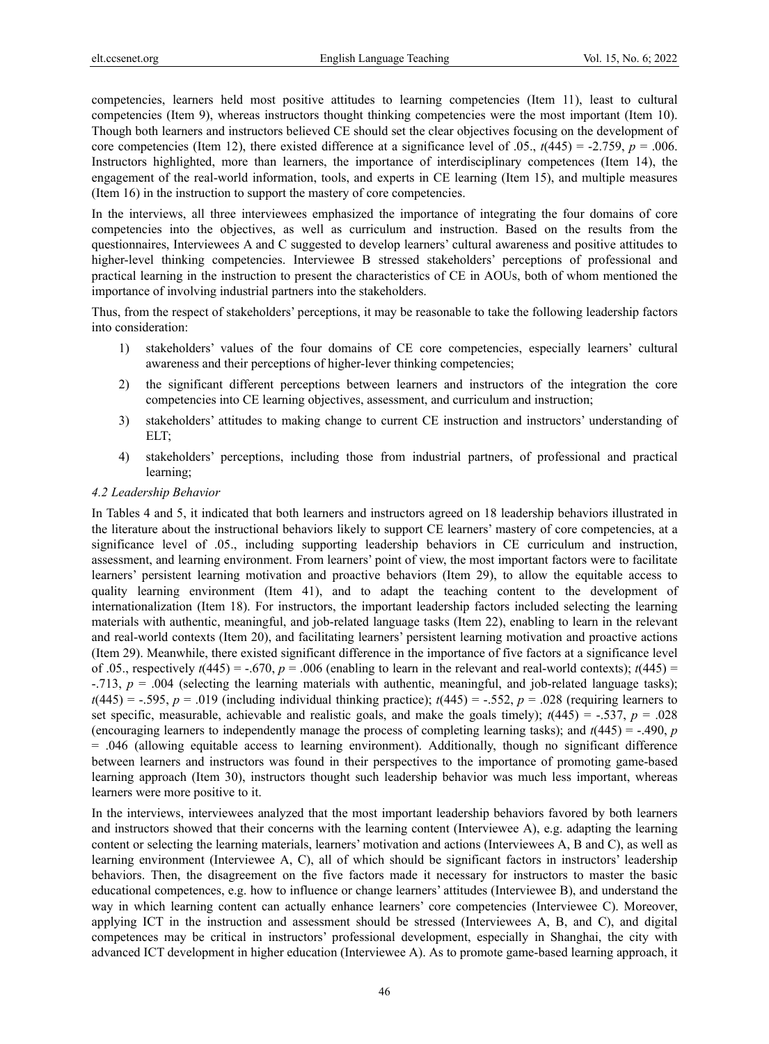competencies, learners held most positive attitudes to learning competencies (Item 11), least to cultural competencies (Item 9), whereas instructors thought thinking competencies were the most important (Item 10). Though both learners and instructors believed CE should set the clear objectives focusing on the development of core competencies (Item 12), there existed difference at a significance level of .05., $t(445) = -2.759$, $p = .006$. Instructors highlighted, more than learners, the importance of interdisciplinary competences (Item 14), the engagement of the real-world information, tools, and experts in CE learning (Item 15), and multiple measures (Item 16) in the instruction to support the mastery of core competencies.

In the interviews, all three interviewees emphasized the importance of integrating the four domains of core competencies into the objectives, as well as curriculum and instruction. Based on the results from the questionnaires, Interviewees A and C suggested to develop learners' cultural awareness and positive attitudes to higher-level thinking competencies. Interviewee B stressed stakeholders' perceptions of professional and practical learning in the instruction to present the characteristics of CE in AOUs, both of whom mentioned the importance of involving industrial partners into the stakeholders.

Thus, from the respect of stakeholders' perceptions, it may be reasonable to take the following leadership factors into consideration:

1) stakeholders' values of the four domains of CE core competencies, especially learners' cultural awareness and their perceptions of higher-lever thinking competencies;
2) the significant different perceptions between learners and instructors of the integration the core competencies into CE learning objectives, assessment, and curriculum and instruction;
3) stakeholders' attitudes to making change to current CE instruction and instructors' understanding of ELT;
4) stakeholders' perceptions, including those from industrial partners, of professional and practical learning;

### *4.2 Leadership Behavior*

In Tables 4 and 5, it indicated that both learners and instructors agreed on 18 leadership behaviors illustrated in the literature about the instructional behaviors likely to support CE learners' mastery of core competencies, at a significance level of .05., including supporting leadership behaviors in CE curriculum and instruction, assessment, and learning environment. From learners' point of view, the most important factors were to facilitate learners' persistent learning motivation and proactive behaviors (Item 29), to allow the equitable access to quality learning environment (Item 41), and to adapt the teaching content to the development of internationalization (Item 18). For instructors, the important leadership factors included selecting the learning materials with authentic, meaningful, and job-related language tasks (Item 22), enabling to learn in the relevant and real-world contexts (Item 20), and facilitating learners' persistent learning motivation and proactive actions (Item 29). Meanwhile, there existed significant difference in the importance of five factors at a significance level of .05., respectively $t(445) = -.670$, $p = .006$ (enabling to learn in the relevant and real-world contexts); $t(445) = -.713$, $p = .004$ (selecting the learning materials with authentic, meaningful, and job-related language tasks); $t(445) = -.595$, $p = .019$ (including individual thinking practice); $t(445) = -.552$, $p = .028$ (requiring learners to set specific, measurable, achievable and realistic goals, and make the goals timely); $t(445) = -.537$, $p = .028$ (encouraging learners to independently manage the process of completing learning tasks); and $t(445) = -.490$, $p = .046$ (allowing equitable access to learning environment). Additionally, though no significant difference between learners and instructors was found in their perspectives to the importance of promoting game-based learning approach (Item 30), instructors thought such leadership behavior was much less important, whereas learners were more positive to it.

In the interviews, interviewees analyzed that the most important leadership behaviors favored by both learners and instructors showed that their concerns with the learning content (Interviewee A), e.g. adapting the learning content or selecting the learning materials, learners' motivation and actions (Interviewees A, B and C), as well as learning environment (Interviewee A, C), all of which should be significant factors in instructors' leadership behaviors. Then, the disagreement on the five factors made it necessary for instructors to master the basic educational competences, e.g. how to influence or change learners' attitudes (Interviewee B), and understand the way in which learning content can actually enhance learners' core competencies (Interviewee C). Moreover, applying ICT in the instruction and assessment should be stressed (Interviewees A, B, and C), and digital competences may be critical in instructors' professional development, especially in Shanghai, the city with advanced ICT development in higher education (Interviewee A). As to promote game-based learning approach, it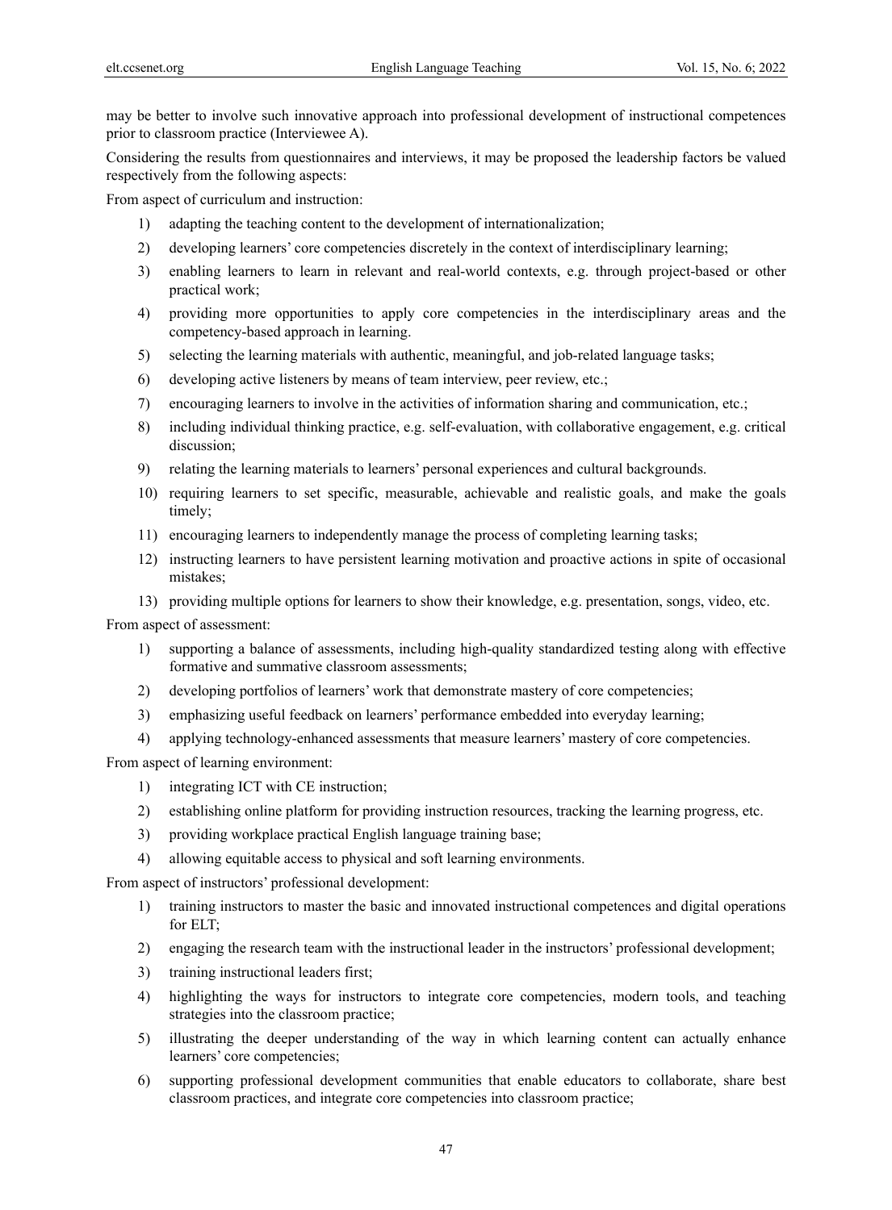may be better to involve such innovative approach into professional development of instructional competences prior to classroom practice (Interviewee A).

Considering the results from questionnaires and interviews, it may be proposed the leadership factors be valued respectively from the following aspects:

From aspect of curriculum and instruction:

1) adapting the teaching content to the development of internationalization;
2) developing learners' core competencies discretely in the context of interdisciplinary learning;
3) enabling learners to learn in relevant and real-world contexts, e.g. through project-based or other practical work;
4) providing more opportunities to apply core competencies in the interdisciplinary areas and the competency-based approach in learning.
5) selecting the learning materials with authentic, meaningful, and job-related language tasks;
6) developing active listeners by means of team interview, peer review, etc.;
7) encouraging learners to involve in the activities of information sharing and communication, etc.;
8) including individual thinking practice, e.g. self-evaluation, with collaborative engagement, e.g. critical discussion;
9) relating the learning materials to learners' personal experiences and cultural backgrounds.
10) requiring learners to set specific, measurable, achievable and realistic goals, and make the goals timely;
11) encouraging learners to independently manage the process of completing learning tasks;
12) instructing learners to have persistent learning motivation and proactive actions in spite of occasional mistakes;
13) providing multiple options for learners to show their knowledge, e.g. presentation, songs, video, etc.

From aspect of assessment:

1) supporting a balance of assessments, including high-quality standardized testing along with effective formative and summative classroom assessments;
2) developing portfolios of learners' work that demonstrate mastery of core competencies;
3) emphasizing useful feedback on learners' performance embedded into everyday learning;
4) applying technology-enhanced assessments that measure learners' mastery of core competencies.

From aspect of learning environment:

1) integrating ICT with CE instruction;
2) establishing online platform for providing instruction resources, tracking the learning progress, etc.
3) providing workplace practical English language training base;
4) allowing equitable access to physical and soft learning environments.

From aspect of instructors' professional development:

1) training instructors to master the basic and innovated instructional competences and digital operations for ELT;
2) engaging the research team with the instructional leader in the instructors' professional development;
3) training instructional leaders first;
4) highlighting the ways for instructors to integrate core competencies, modern tools, and teaching strategies into the classroom practice;
5) illustrating the deeper understanding of the way in which learning content can actually enhance learners' core competencies;
6) supporting professional development communities that enable educators to collaborate, share best classroom practices, and integrate core competencies into classroom practice;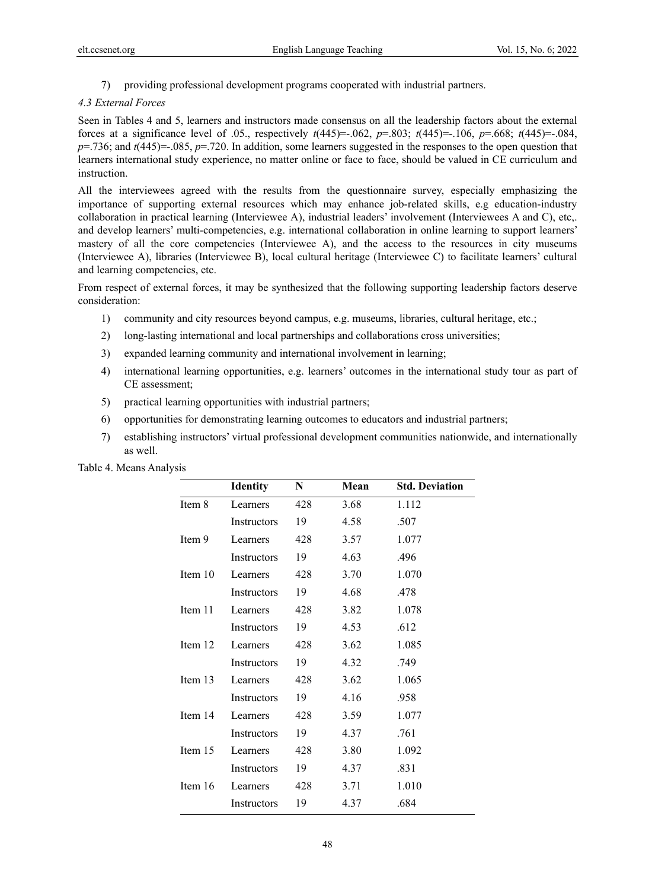7) providing professional development programs cooperated with industrial partners.

### *4.3 External Forces*

Seen in Tables 4 and 5, learners and instructors made consensus on all the leadership factors about the external forces at a significance level of .05., respectively $t(445)=-.062$, $p=.803$; $t(445)=-.106$, $p=.668$; $t(445)=-.084$, $p=.736$; and $t(445)=-.085$, $p=.720$. In addition, some learners suggested in the responses to the open question that learners international study experience, no matter online or face to face, should be valued in CE curriculum and instruction.

All the interviewees agreed with the results from the questionnaire survey, especially emphasizing the importance of supporting external resources which may enhance job-related skills, e.g education-industry collaboration in practical learning (Interviewee A), industrial leaders' involvement (Interviewees A and C), etc,. and develop learners' multi-competencies, e.g. international collaboration in online learning to support learners' mastery of all the core competencies (Interviewee A), and the access to the resources in city museums (Interviewee A), libraries (Interviewee B), local cultural heritage (Interviewee C) to facilitate learners' cultural and learning competencies, etc.

From respect of external forces, it may be synthesized that the following supporting leadership factors deserve consideration:

1) community and city resources beyond campus, e.g. museums, libraries, cultural heritage, etc.;
2) long-lasting international and local partnerships and collaborations cross universities;
3) expanded learning community and international involvement in learning;
4) international learning opportunities, e.g. learners' outcomes in the international study tour as part of CE assessment;
5) practical learning opportunities with industrial partners;
6) opportunities for demonstrating learning outcomes to educators and industrial partners;
7) establishing instructors' virtual professional development communities nationwide, and internationally as well.

Table 4. Means Analysis

| | Identity | N | Mean | Std. Deviation |
|---|---|---|---|---|
| Item 8 | Learners | 428 | 3.68 | 1.112 |
| | Instructors | 19 | 4.58 | .507 |
| Item 9 | Learners | 428 | 3.57 | 1.077 |
| | Instructors | 19 | 4.63 | .496 |
| Item 10 | Learners | 428 | 3.70 | 1.070 |
| | Instructors | 19 | 4.68 | .478 |
| Item 11 | Learners | 428 | 3.82 | 1.078 |
| | Instructors | 19 | 4.53 | .612 |
| Item 12 | Learners | 428 | 3.62 | 1.085 |
| | Instructors | 19 | 4.32 | .749 |
| Item 13 | Learners | 428 | 3.62 | 1.065 |
| | Instructors | 19 | 4.16 | .958 |
| Item 14 | Learners | 428 | 3.59 | 1.077 |
| | Instructors | 19 | 4.37 | .761 |
| Item 15 | Learners | 428 | 3.80 | 1.092 |
| | Instructors | 19 | 4.37 | .831 |
| Item 16 | Learners | 428 | 3.71 | 1.010 |
| | Instructors | 19 | 4.37 | .684 |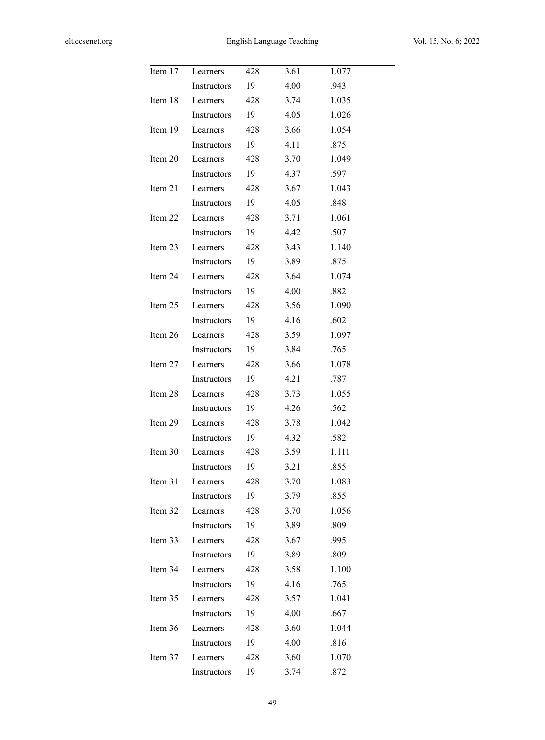| | | | | |
|---|---|---|---|---|
| Item 17 | Learners | 428 | 3.61 | 1.077 |
| | Instructors | 19 | 4.00 | .943 |
| Item 18 | Learners | 428 | 3.74 | 1.035 |
| | Instructors | 19 | 4.05 | 1.026 |
| Item 19 | Learners | 428 | 3.66 | 1.054 |
| | Instructors | 19 | 4.11 | .875 |
| Item 20 | Learners | 428 | 3.70 | 1.049 |
| | Instructors | 19 | 4.37 | .597 |
| Item 21 | Learners | 428 | 3.67 | 1.043 |
| | Instructors | 19 | 4.05 | .848 |
| Item 22 | Learners | 428 | 3.71 | 1.061 |
| | Instructors | 19 | 4.42 | .507 |
| Item 23 | Learners | 428 | 3.43 | 1.140 |
| | Instructors | 19 | 3.89 | .875 |
| Item 24 | Learners | 428 | 3.64 | 1.074 |
| | Instructors | 19 | 4.00 | .882 |
| Item 25 | Learners | 428 | 3.56 | 1.090 |
| | Instructors | 19 | 4.16 | .602 |
| Item 26 | Learners | 428 | 3.59 | 1.097 |
| | Instructors | 19 | 3.84 | .765 |
| Item 27 | Learners | 428 | 3.66 | 1.078 |
| | Instructors | 19 | 4.21 | .787 |
| Item 28 | Learners | 428 | 3.73 | 1.055 |
| | Instructors | 19 | 4.26 | .562 |
| Item 29 | Learners | 428 | 3.78 | 1.042 |
| | Instructors | 19 | 4.32 | .582 |
| Item 30 | Learners | 428 | 3.59 | 1.111 |
| | Instructors | 19 | 3.21 | .855 |
| Item 31 | Learners | 428 | 3.70 | 1.083 |
| | Instructors | 19 | 3.79 | .855 |
| Item 32 | Learners | 428 | 3.70 | 1.056 |
| | Instructors | 19 | 3.89 | .809 |
| Item 33 | Learners | 428 | 3.67 | .995 |
| | Instructors | 19 | 3.89 | .809 |
| Item 34 | Learners | 428 | 3.58 | 1.100 |
| | Instructors | 19 | 4.16 | .765 |
| Item 35 | Learners | 428 | 3.57 | 1.041 |
| | Instructors | 19 | 4.00 | .667 |
| Item 36 | Learners | 428 | 3.60 | 1.044 |
| | Instructors | 19 | 4.00 | .816 |
| Item 37 | Learners | 428 | 3.60 | 1.070 |
| | Instructors | 19 | 3.74 | .872 |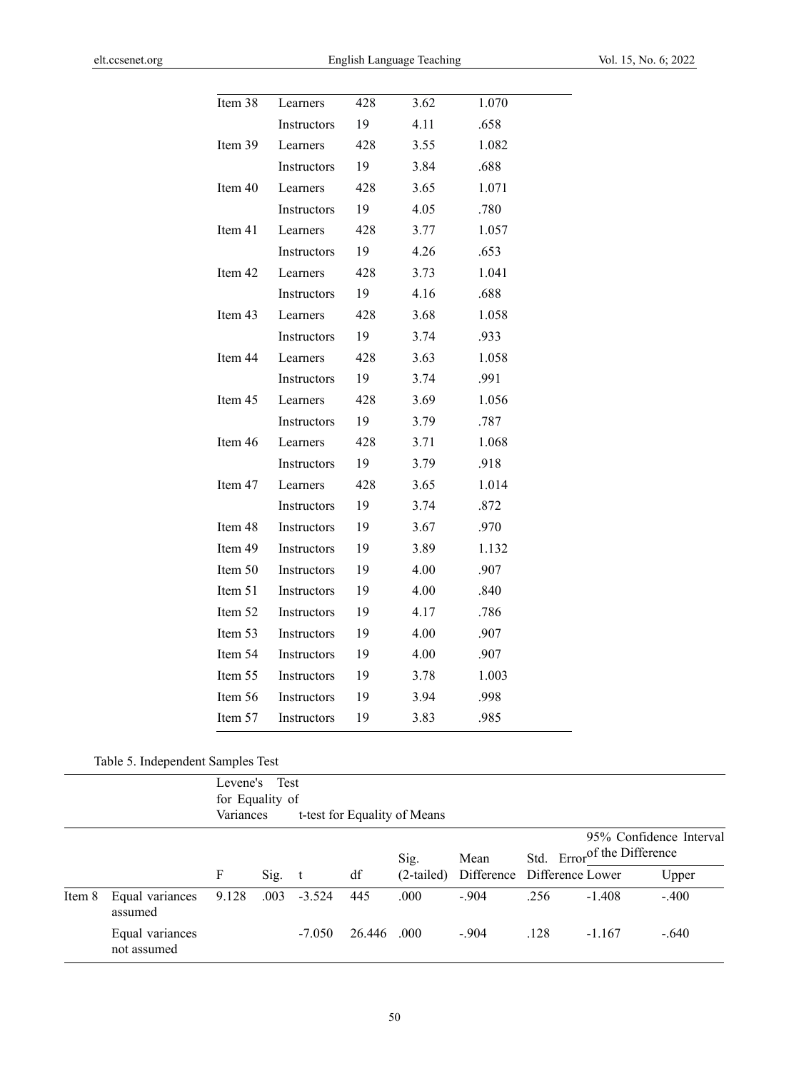| | | | | |
|---|---|---|---|---|
| Item 38 | Learners | 428 | 3.62 | 1.070 |
| | Instructors | 19 | 4.11 | .658 |
| Item 39 | Learners | 428 | 3.55 | 1.082 |
| | Instructors | 19 | 3.84 | .688 |
| Item 40 | Learners | 428 | 3.65 | 1.071 |
| | Instructors | 19 | 4.05 | .780 |
| Item 41 | Learners | 428 | 3.77 | 1.057 |
| | Instructors | 19 | 4.26 | .653 |
| Item 42 | Learners | 428 | 3.73 | 1.041 |
| | Instructors | 19 | 4.16 | .688 |
| Item 43 | Learners | 428 | 3.68 | 1.058 |
| | Instructors | 19 | 3.74 | .933 |
| Item 44 | Learners | 428 | 3.63 | 1.058 |
| | Instructors | 19 | 3.74 | .991 |
| Item 45 | Learners | 428 | 3.69 | 1.056 |
| | Instructors | 19 | 3.79 | .787 |
| Item 46 | Learners | 428 | 3.71 | 1.068 |
| | Instructors | 19 | 3.79 | .918 |
| Item 47 | Learners | 428 | 3.65 | 1.014 |
| | Instructors | 19 | 3.74 | .872 |
| Item 48 | Instructors | 19 | 3.67 | .970 |
| Item 49 | Instructors | 19 | 3.89 | 1.132 |
| Item 50 | Instructors | 19 | 4.00 | .907 |
| Item 51 | Instructors | 19 | 4.00 | .840 |
| Item 52 | Instructors | 19 | 4.17 | .786 |
| Item 53 | Instructors | 19 | 4.00 | .907 |
| Item 54 | Instructors | 19 | 4.00 | .907 |
| Item 55 | Instructors | 19 | 3.78 | 1.003 |
| Item 56 | Instructors | 19 | 3.94 | .998 |
| Item 57 | Instructors | 19 | 3.83 | .985 |

Table 5. Independent Samples Test

| | | Levene's Test for Equality of Variances | | t-test for Equality of Means | | | | | | |
|---|---|---|---|---|---|---|---|---|---|---|
| | | | | | | | | | 95% Confidence Interval of the Difference | |
| | | F | Sig. | t | df | Sig. (2-tailed) | Mean Difference | Std. Error Difference | Lower | Upper |
| Item 8 | Equal variances assumed | 9.128 | .003 | -3.524 | 445 | .000 | -.904 | .256 | -1.408 | -.400 |
| | Equal variances not assumed | | | -7.050 | 26.446 | .000 | -.904 | .128 | -1.167 | -.640 |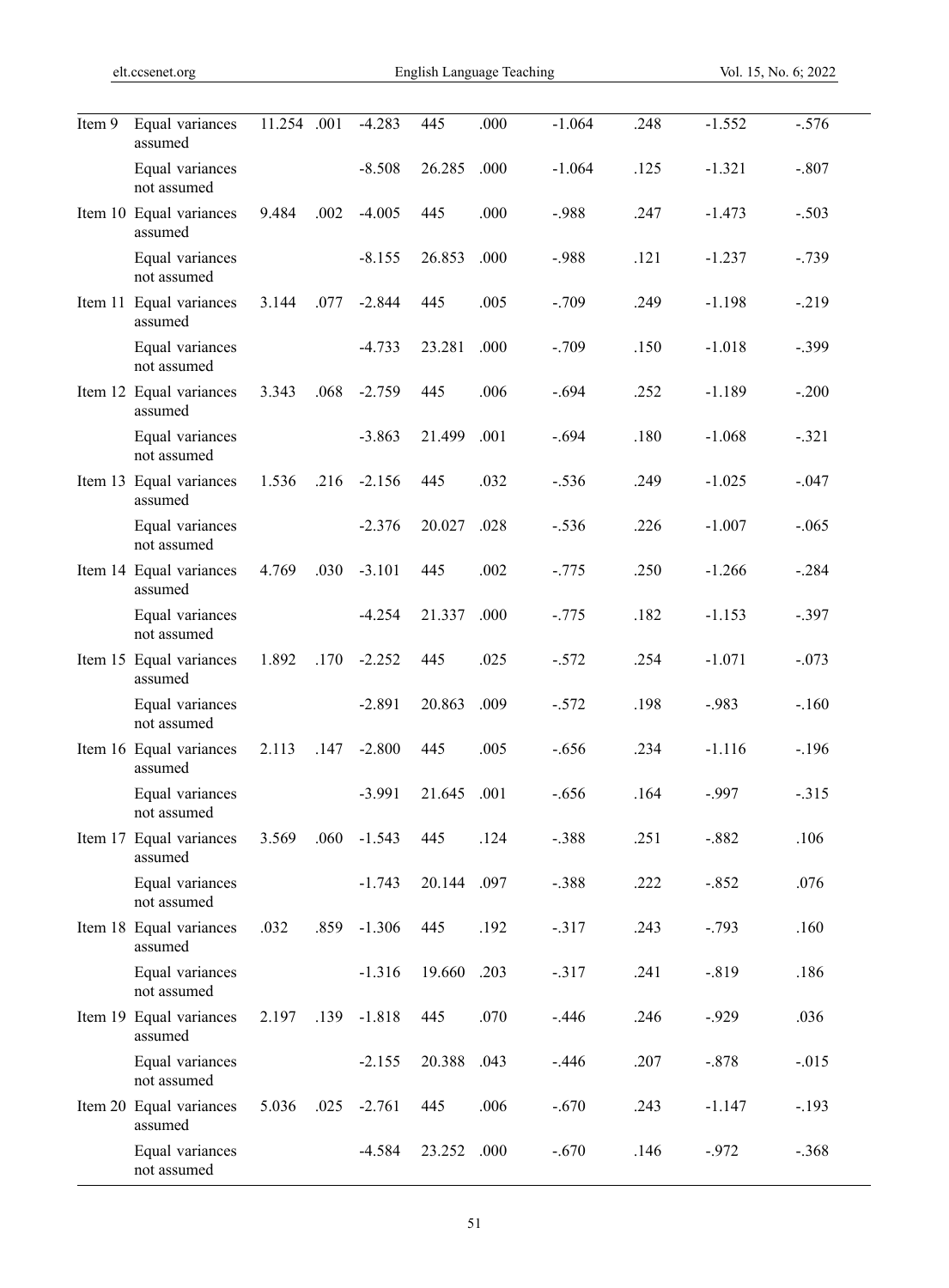| | | | | | | | | | | |
|---|---|---|---|---|---|---|---|---|---|---|
| Item 9 | Equal variances assumed | 11.254 | .001 | -4.283 | 445 | .000 | -1.064 | .248 | -1.552 | -.576 |
| | Equal variances not assumed | | | -8.508 | 26.285 | .000 | -1.064 | .125 | -1.321 | -.807 |
| Item 10 | Equal variances assumed | 9.484 | .002 | -4.005 | 445 | .000 | -.988 | .247 | -1.473 | -.503 |
| | Equal variances not assumed | | | -8.155 | 26.853 | .000 | -.988 | .121 | -1.237 | -.739 |
| Item 11 | Equal variances assumed | 3.144 | .077 | -2.844 | 445 | .005 | -.709 | .249 | -1.198 | -.219 |
| | Equal variances not assumed | | | -4.733 | 23.281 | .000 | -.709 | .150 | -1.018 | -.399 |
| Item 12 | Equal variances assumed | 3.343 | .068 | -2.759 | 445 | .006 | -.694 | .252 | -1.189 | -.200 |
| | Equal variances not assumed | | | -3.863 | 21.499 | .001 | -.694 | .180 | -1.068 | -.321 |
| Item 13 | Equal variances assumed | 1.536 | .216 | -2.156 | 445 | .032 | -.536 | .249 | -1.025 | -.047 |
| | Equal variances not assumed | | | -2.376 | 20.027 | .028 | -.536 | .226 | -1.007 | -.065 |
| Item 14 | Equal variances assumed | 4.769 | .030 | -3.101 | 445 | .002 | -.775 | .250 | -1.266 | -.284 |
| | Equal variances not assumed | | | -4.254 | 21.337 | .000 | -.775 | .182 | -1.153 | -.397 |
| Item 15 | Equal variances assumed | 1.892 | .170 | -2.252 | 445 | .025 | -.572 | .254 | -1.071 | -.073 |
| | Equal variances not assumed | | | -2.891 | 20.863 | .009 | -.572 | .198 | -.983 | -.160 |
| Item 16 | Equal variances assumed | 2.113 | .147 | -2.800 | 445 | .005 | -.656 | .234 | -1.116 | -.196 |
| | Equal variances not assumed | | | -3.991 | 21.645 | .001 | -.656 | .164 | -.997 | -.315 |
| Item 17 | Equal variances assumed | 3.569 | .060 | -1.543 | 445 | .124 | -.388 | .251 | -.882 | .106 |
| | Equal variances not assumed | | | -1.743 | 20.144 | .097 | -.388 | .222 | -.852 | .076 |
| Item 18 | Equal variances assumed | .032 | .859 | -1.306 | 445 | .192 | -.317 | .243 | -.793 | .160 |
| | Equal variances not assumed | | | -1.316 | 19.660 | .203 | -.317 | .241 | -.819 | .186 |
| Item 19 | Equal variances assumed | 2.197 | .139 | -1.818 | 445 | .070 | -.446 | .246 | -.929 | .036 |
| | Equal variances not assumed | | | -2.155 | 20.388 | .043 | -.446 | .207 | -.878 | -.015 |
| Item 20 | Equal variances assumed | 5.036 | .025 | -2.761 | 445 | .006 | -.670 | .243 | -1.147 | -.193 |
| | Equal variances not assumed | | | -4.584 | 23.252 | .000 | -.670 | .146 | -.972 | -.368 |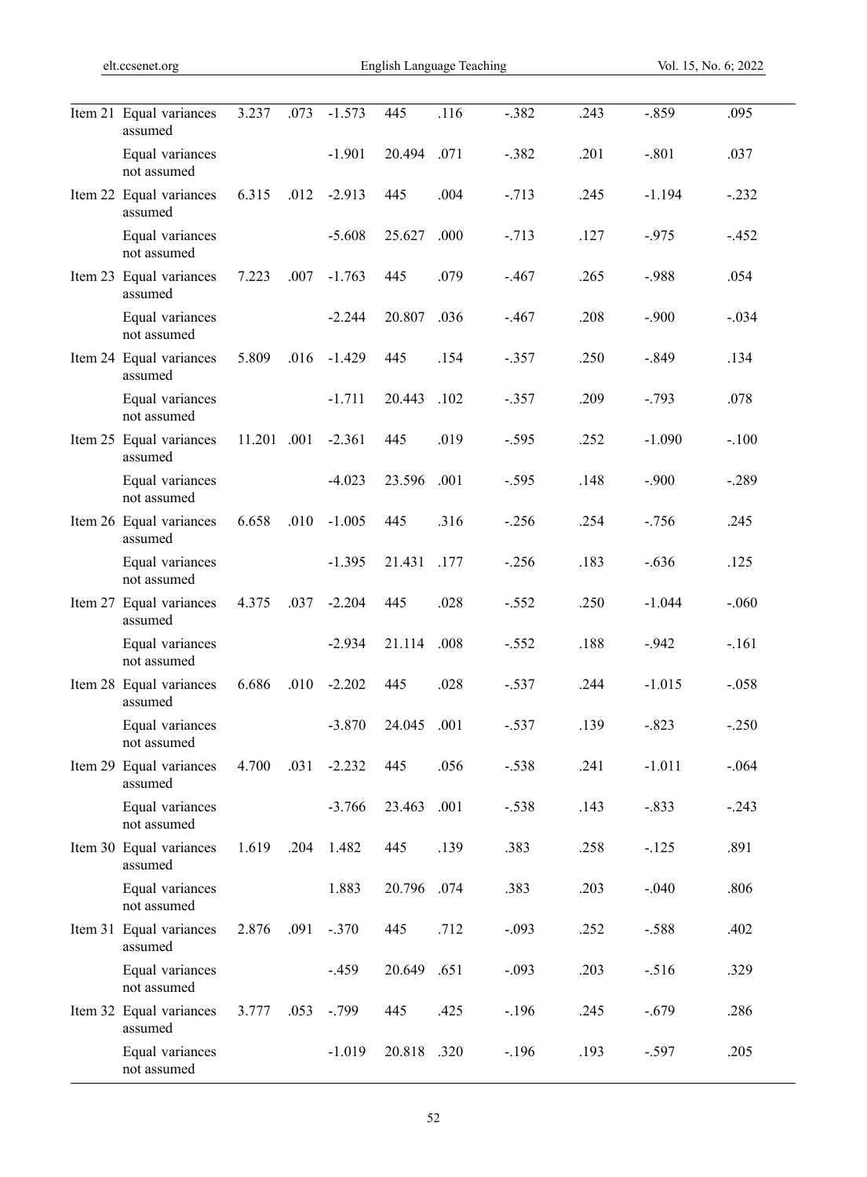| | | | | | | | | | |
|---|---|---|---|---|---|---|---|---|---|
| Item 21 | Equal variances assumed | 3.237 | .073 | -1.573 | 445 | .116 | -.382 | .243 | -.859 | .095 |
| | Equal variances not assumed | | | -1.901 | 20.494 | .071 | -.382 | .201 | -.801 | .037 |
| Item 22 | Equal variances assumed | 6.315 | .012 | -2.913 | 445 | .004 | -.713 | .245 | -1.194 | -.232 |
| | Equal variances not assumed | | | -5.608 | 25.627 | .000 | -.713 | .127 | -.975 | -.452 |
| Item 23 | Equal variances assumed | 7.223 | .007 | -1.763 | 445 | .079 | -.467 | .265 | -.988 | .054 |
| | Equal variances not assumed | | | -2.244 | 20.807 | .036 | -.467 | .208 | -.900 | -.034 |
| Item 24 | Equal variances assumed | 5.809 | .016 | -1.429 | 445 | .154 | -.357 | .250 | -.849 | .134 |
| | Equal variances not assumed | | | -1.711 | 20.443 | .102 | -.357 | .209 | -.793 | .078 |
| Item 25 | Equal variances assumed | 11.201 | .001 | -2.361 | 445 | .019 | -.595 | .252 | -1.090 | -.100 |
| | Equal variances not assumed | | | -4.023 | 23.596 | .001 | -.595 | .148 | -.900 | -.289 |
| Item 26 | Equal variances assumed | 6.658 | .010 | -1.005 | 445 | .316 | -.256 | .254 | -.756 | .245 |
| | Equal variances not assumed | | | -1.395 | 21.431 | .177 | -.256 | .183 | -.636 | .125 |
| Item 27 | Equal variances assumed | 4.375 | .037 | -2.204 | 445 | .028 | -.552 | .250 | -1.044 | -.060 |
| | Equal variances not assumed | | | -2.934 | 21.114 | .008 | -.552 | .188 | -.942 | -.161 |
| Item 28 | Equal variances assumed | 6.686 | .010 | -2.202 | 445 | .028 | -.537 | .244 | -1.015 | -.058 |
| | Equal variances not assumed | | | -3.870 | 24.045 | .001 | -.537 | .139 | -.823 | -.250 |
| Item 29 | Equal variances assumed | 4.700 | .031 | -2.232 | 445 | .056 | -.538 | .241 | -1.011 | -.064 |
| | Equal variances not assumed | | | -3.766 | 23.463 | .001 | -.538 | .143 | -.833 | -.243 |
| Item 30 | Equal variances assumed | 1.619 | .204 | 1.482 | 445 | .139 | .383 | .258 | -.125 | .891 |
| | Equal variances not assumed | | | 1.883 | 20.796 | .074 | .383 | .203 | -.040 | .806 |
| Item 31 | Equal variances assumed | 2.876 | .091 | -.370 | 445 | .712 | -.093 | .252 | -.588 | .402 |
| | Equal variances not assumed | | | -.459 | 20.649 | .651 | -.093 | .203 | -.516 | .329 |
| Item 32 | Equal variances assumed | 3.777 | .053 | -.799 | 445 | .425 | -.196 | .245 | -.679 | .286 |
| | Equal variances not assumed | | | -1.019 | 20.818 | .320 | -.196 | .193 | -.597 | .205 |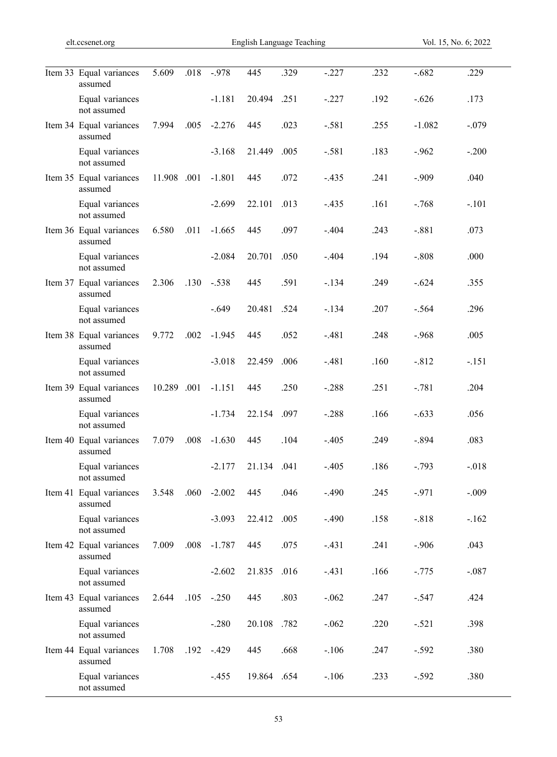| | | | | | | | | | | |
|---|---|---|---|---|---|---|---|---|---|---|
| Item 33 | Equal variances assumed | 5.609 | .018 | -.978 | 445 | .329 | -.227 | .232 | -.682 | .229 |
| | Equal variances not assumed | | | -1.181 | 20.494 | .251 | -.227 | .192 | -.626 | .173 |
| Item 34 | Equal variances assumed | 7.994 | .005 | -2.276 | 445 | .023 | -.581 | .255 | -1.082 | -.079 |
| | Equal variances not assumed | | | -3.168 | 21.449 | .005 | -.581 | .183 | -.962 | -.200 |
| Item 35 | Equal variances assumed | 11.908 | .001 | -1.801 | 445 | .072 | -.435 | .241 | -.909 | .040 |
| | Equal variances not assumed | | | -2.699 | 22.101 | .013 | -.435 | .161 | -.768 | -.101 |
| Item 36 | Equal variances assumed | 6.580 | .011 | -1.665 | 445 | .097 | -.404 | .243 | -.881 | .073 |
| | Equal variances not assumed | | | -2.084 | 20.701 | .050 | -.404 | .194 | -.808 | .000 |
| Item 37 | Equal variances assumed | 2.306 | .130 | -.538 | 445 | .591 | -.134 | .249 | -.624 | .355 |
| | Equal variances not assumed | | | -.649 | 20.481 | .524 | -.134 | .207 | -.564 | .296 |
| Item 38 | Equal variances assumed | 9.772 | .002 | -1.945 | 445 | .052 | -.481 | .248 | -.968 | .005 |
| | Equal variances not assumed | | | -3.018 | 22.459 | .006 | -.481 | .160 | -.812 | -.151 |
| Item 39 | Equal variances assumed | 10.289 | .001 | -1.151 | 445 | .250 | -.288 | .251 | -.781 | .204 |
| | Equal variances not assumed | | | -1.734 | 22.154 | .097 | -.288 | .166 | -.633 | .056 |
| Item 40 | Equal variances assumed | 7.079 | .008 | -1.630 | 445 | .104 | -.405 | .249 | -.894 | .083 |
| | Equal variances not assumed | | | -2.177 | 21.134 | .041 | -.405 | .186 | -.793 | -.018 |
| Item 41 | Equal variances assumed | 3.548 | .060 | -2.002 | 445 | .046 | -.490 | .245 | -.971 | -.009 |
| | Equal variances not assumed | | | -3.093 | 22.412 | .005 | -.490 | .158 | -.818 | -.162 |
| Item 42 | Equal variances assumed | 7.009 | .008 | -1.787 | 445 | .075 | -.431 | .241 | -.906 | .043 |
| | Equal variances not assumed | | | -2.602 | 21.835 | .016 | -.431 | .166 | -.775 | -.087 |
| Item 43 | Equal variances assumed | 2.644 | .105 | -.250 | 445 | .803 | -.062 | .247 | -.547 | .424 |
| | Equal variances not assumed | | | -.280 | 20.108 | .782 | -.062 | .220 | -.521 | .398 |
| Item 44 | Equal variances assumed | 1.708 | .192 | -.429 | 445 | .668 | -.106 | .247 | -.592 | .380 |
| | Equal variances not assumed | | | -.455 | 19.864 | .654 | -.106 | .233 | -.592 | .380 |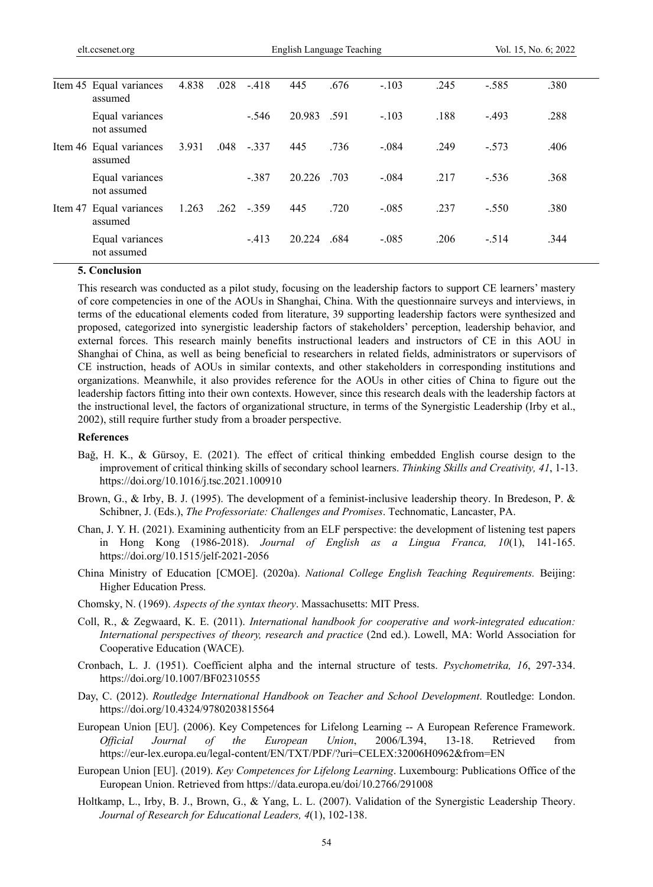| | | | | | | | | | | |
|---|---|---|---|---|---|---|---|---|---|---|
| Item 45 | Equal variances assumed | 4.838 | .028 | -.418 | 445 | .676 | -.103 | .245 | -.585 | .380 |
| | Equal variances not assumed | | | -.546 | 20.983 | .591 | -.103 | .188 | -.493 | .288 |
| Item 46 | Equal variances assumed | 3.931 | .048 | -.337 | 445 | .736 | -.084 | .249 | -.573 | .406 |
| | Equal variances not assumed | | | -.387 | 20.226 | .703 | -.084 | .217 | -.536 | .368 |
| Item 47 | Equal variances assumed | 1.263 | .262 | -.359 | 445 | .720 | -.085 | .237 | -.550 | .380 |
| | Equal variances not assumed | | | -.413 | 20.224 | .684 | -.085 | .206 | -.514 | .344 |

## 5. Conclusion

This research was conducted as a pilot study, focusing on the leadership factors to support CE learners' mastery of core competencies in one of the AOUs in Shanghai, China. With the questionnaire surveys and interviews, in terms of the educational elements coded from literature, 39 supporting leadership factors were synthesized and proposed, categorized into synergistic leadership factors of stakeholders' perception, leadership behavior, and external forces. This research mainly benefits instructional leaders and instructors of CE in this AOU in Shanghai of China, as well as being beneficial to researchers in related fields, administrators or supervisors of CE instruction, heads of AOUs in similar contexts, and other stakeholders in corresponding institutions and organizations. Meanwhile, it also provides reference for the AOUs in other cities of China to figure out the leadership factors fitting into their own contexts. However, since this research deals with the leadership factors at the instructional level, the factors of organizational structure, in terms of the Synergistic Leadership (Irby et al., 2002), still require further study from a broader perspective.

## References

Bağ, H. K., & Gürsoy, E. (2021). The effect of critical thinking embedded English course design to the improvement of critical thinking skills of secondary school learners. *Thinking Skills and Creativity, 41*, 1-13. https://doi.org/10.1016/j.tsc.2021.100910

Brown, G., & Irby, B. J. (1995). The development of a feminist-inclusive leadership theory. In Bredeson, P. & Schibner, J. (Eds.), *The Professoriate: Challenges and Promises*. Technomatic, Lancaster, PA.

Chan, J. Y. H. (2021). Examining authenticity from an ELF perspective: the development of listening test papers in Hong Kong (1986-2018). *Journal of English as a Lingua Franca, 10*(1), 141-165. https://doi.org/10.1515/jelf-2021-2056

China Ministry of Education [CMOE]. (2020a). *National College English Teaching Requirements.* Beijing: Higher Education Press.

Chomsky, N. (1969). *Aspects of the syntax theory*. Massachusetts: MIT Press.

Coll, R., & Zegwaard, K. E. (2011). *International handbook for cooperative and work-integrated education: International perspectives of theory, research and practice* (2nd ed.). Lowell, MA: World Association for Cooperative Education (WACE).

Cronbach, L. J. (1951). Coefficient alpha and the internal structure of tests. *Psychometrika, 16*, 297-334. https://doi.org/10.1007/BF02310555

Day, C. (2012). *Routledge International Handbook on Teacher and School Development*. Routledge: London. https://doi.org/10.4324/9780203815564

European Union [EU]. (2006). Key Competences for Lifelong Learning -- A European Reference Framework. *Official Journal of the European Union*, 2006/L394, 13-18. Retrieved from https://eur-lex.europa.eu/legal-content/EN/TXT/PDF/?uri=CELEX:32006H0962&from=EN

European Union [EU]. (2019). *Key Competences for Lifelong Learning*. Luxembourg: Publications Office of the European Union. Retrieved from https://data.europa.eu/doi/10.2766/291008

Holtkamp, L., Irby, B. J., Brown, G., & Yang, L. L. (2007). Validation of the Synergistic Leadership Theory. *Journal of Research for Educational Leaders, 4*(1), 102-138.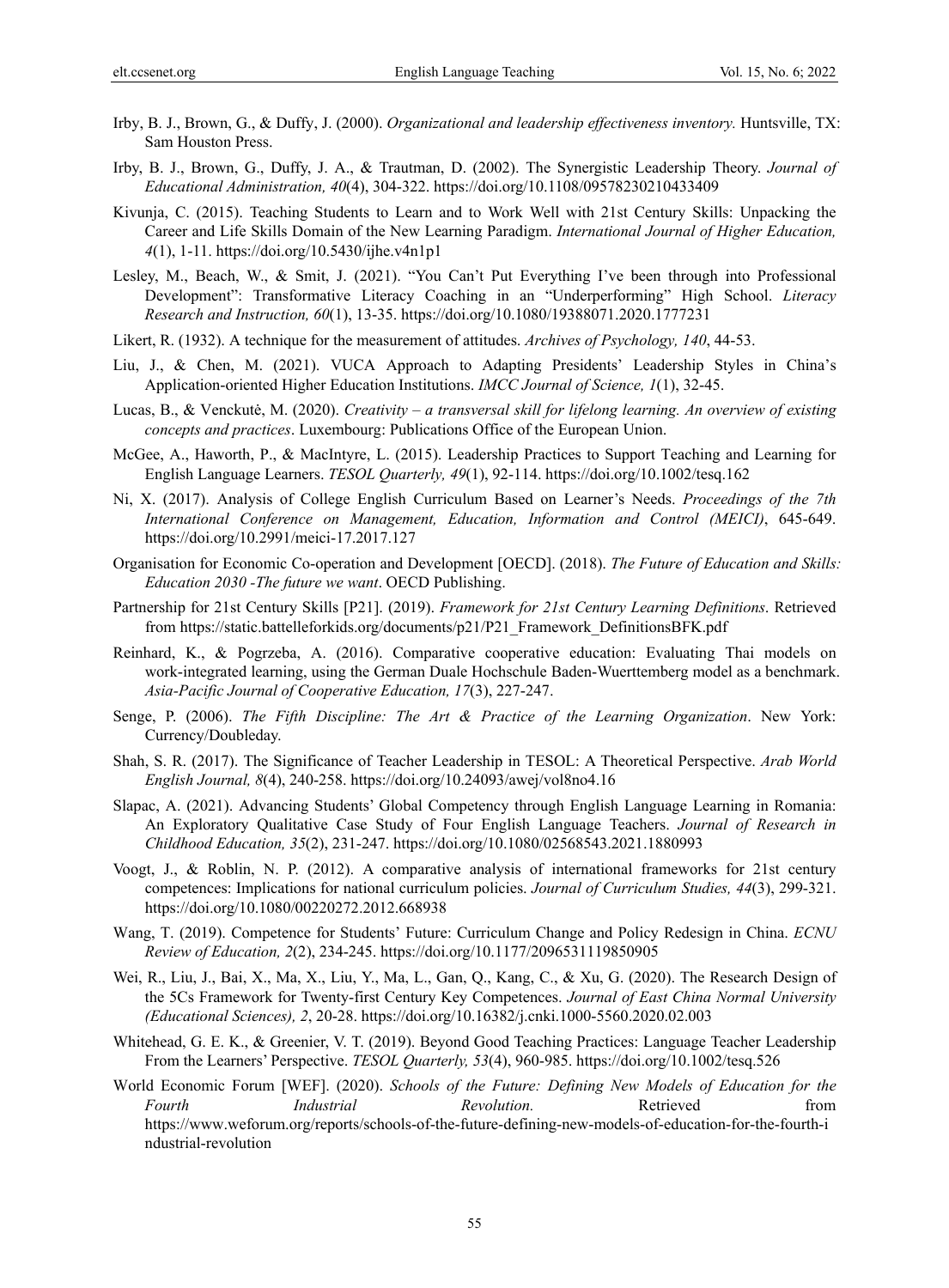Irby, B. J., Brown, G., & Duffy, J. (2000). *Organizational and leadership effectiveness inventory.* Huntsville, TX: Sam Houston Press.

Irby, B. J., Brown, G., Duffy, J. A., & Trautman, D. (2002). The Synergistic Leadership Theory. *Journal of Educational Administration, 40*(4), 304-322. https://doi.org/10.1108/09578230210433409

Kivunja, C. (2015). Teaching Students to Learn and to Work Well with 21st Century Skills: Unpacking the Career and Life Skills Domain of the New Learning Paradigm. *International Journal of Higher Education, 4*(1), 1-11. https://doi.org/10.5430/ijhe.v4n1p1

Lesley, M., Beach, W., & Smit, J. (2021). "You Can't Put Everything I've been through into Professional Development": Transformative Literacy Coaching in an "Underperforming" High School. *Literacy Research and Instruction, 60*(1), 13-35. https://doi.org/10.1080/19388071.2020.1777231

Likert, R. (1932). A technique for the measurement of attitudes. *Archives of Psychology, 140*, 44-53.

Liu, J., & Chen, M. (2021). VUCA Approach to Adapting Presidents' Leadership Styles in China's Application-oriented Higher Education Institutions. *IMCC Journal of Science, 1*(1), 32-45.

Lucas, B., & Venckutė, M. (2020). *Creativity – a transversal skill for lifelong learning. An overview of existing concepts and practices*. Luxembourg: Publications Office of the European Union.

McGee, A., Haworth, P., & MacIntyre, L. (2015). Leadership Practices to Support Teaching and Learning for English Language Learners. *TESOL Quarterly, 49*(1), 92-114. https://doi.org/10.1002/tesq.162

Ni, X. (2017). Analysis of College English Curriculum Based on Learner's Needs. *Proceedings of the 7th International Conference on Management, Education, Information and Control (MEICI)*, 645-649. https://doi.org/10.2991/meici-17.2017.127

Organisation for Economic Co-operation and Development [OECD]. (2018). *The Future of Education and Skills: Education 2030 -The future we want*. OECD Publishing.

Partnership for 21st Century Skills [P21]. (2019). *Framework for 21st Century Learning Definitions*. Retrieved from https://static.battelleforkids.org/documents/p21/P21_Framework_DefinitionsBFK.pdf

Reinhard, K., & Pogrzeba, A. (2016). Comparative cooperative education: Evaluating Thai models on work-integrated learning, using the German Duale Hochschule Baden-Wuerttemberg model as a benchmark. *Asia-Pacific Journal of Cooperative Education, 17*(3), 227-247.

Senge, P. (2006). *The Fifth Discipline: The Art & Practice of the Learning Organization*. New York: Currency/Doubleday.

Shah, S. R. (2017). The Significance of Teacher Leadership in TESOL: A Theoretical Perspective. *Arab World English Journal, 8*(4), 240-258. https://doi.org/10.24093/awej/vol8no4.16

Slapac, A. (2021). Advancing Students' Global Competency through English Language Learning in Romania: An Exploratory Qualitative Case Study of Four English Language Teachers. *Journal of Research in Childhood Education, 35*(2), 231-247. https://doi.org/10.1080/02568543.2021.1880993

Voogt, J., & Roblin, N. P. (2012). A comparative analysis of international frameworks for 21st century competences: Implications for national curriculum policies. *Journal of Curriculum Studies, 44*(3), 299-321. https://doi.org/10.1080/00220272.2012.668938

Wang, T. (2019). Competence for Students' Future: Curriculum Change and Policy Redesign in China. *ECNU Review of Education, 2*(2), 234-245. https://doi.org/10.1177/2096531119850905

Wei, R., Liu, J., Bai, X., Ma, X., Liu, Y., Ma, L., Gan, Q., Kang, C., & Xu, G. (2020). The Research Design of the 5Cs Framework for Twenty-first Century Key Competences. *Journal of East China Normal University (Educational Sciences), 2*, 20-28. https://doi.org/10.16382/j.cnki.1000-5560.2020.02.003

Whitehead, G. E. K., & Greenier, V. T. (2019). Beyond Good Teaching Practices: Language Teacher Leadership From the Learners' Perspective. *TESOL Quarterly, 53*(4), 960-985. https://doi.org/10.1002/tesq.526

World Economic Forum [WEF]. (2020). *Schools of the Future: Defining New Models of Education for the Fourth Industrial Revolution.* Retrieved from https://www.weforum.org/reports/schools-of-the-future-defining-new-models-of-education-for-the-fourth-industrial-revolution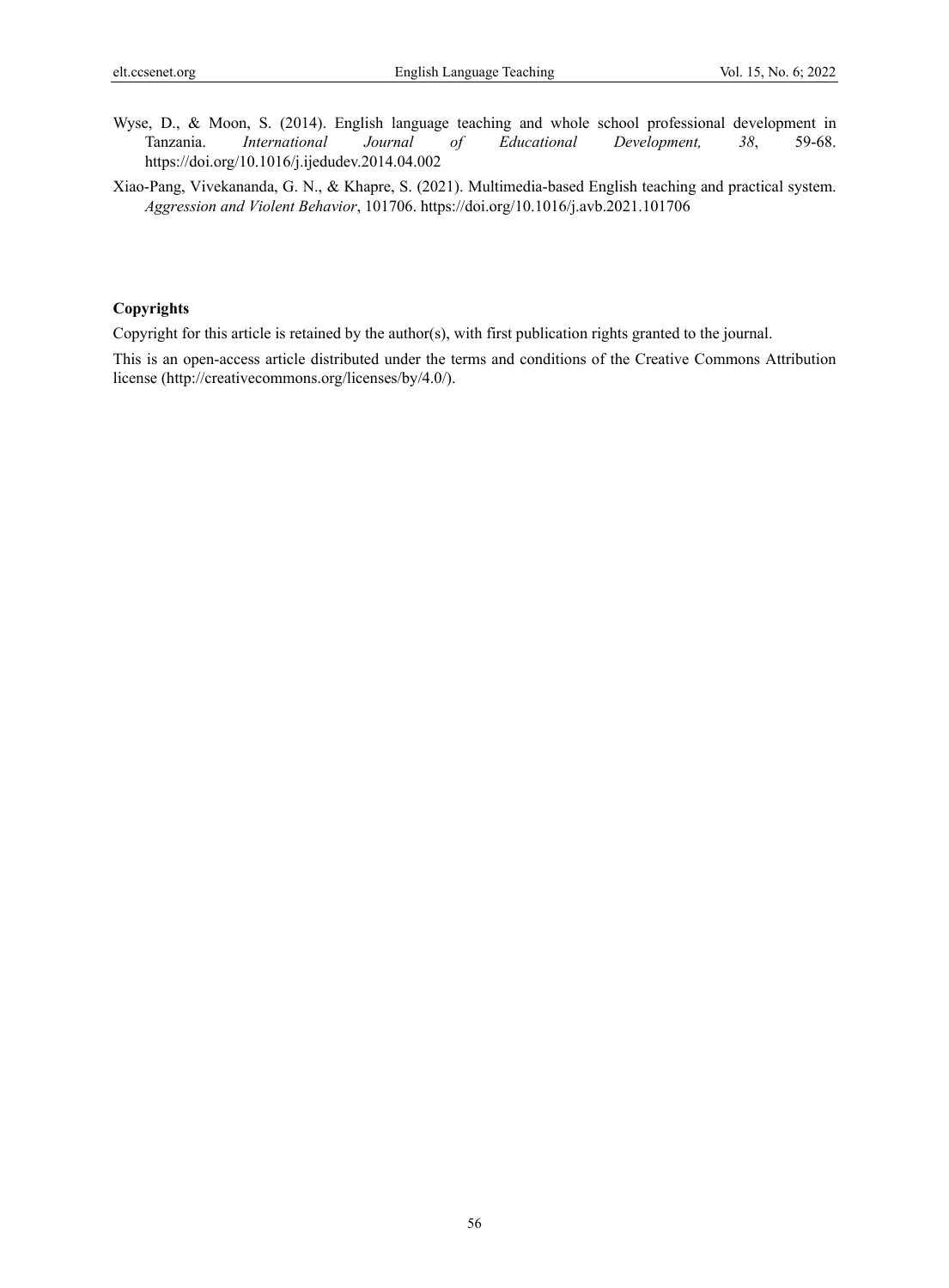Wyse, D., & Moon, S. (2014). English language teaching and whole school professional development in Tanzania. *International Journal of Educational Development, 38*, 59-68. https://doi.org/10.1016/j.ijedudev.2014.04.002

Xiao-Pang, Vivekananda, G. N., & Khapre, S. (2021). Multimedia-based English teaching and practical system. *Aggression and Violent Behavior*, 101706. https://doi.org/10.1016/j.avb.2021.101706

**Copyrights**

Copyright for this article is retained by the author(s), with first publication rights granted to the journal.

This is an open-access article distributed under the terms and conditions of the Creative Commons Attribution license (http://creativecommons.org/licenses/by/4.0/).